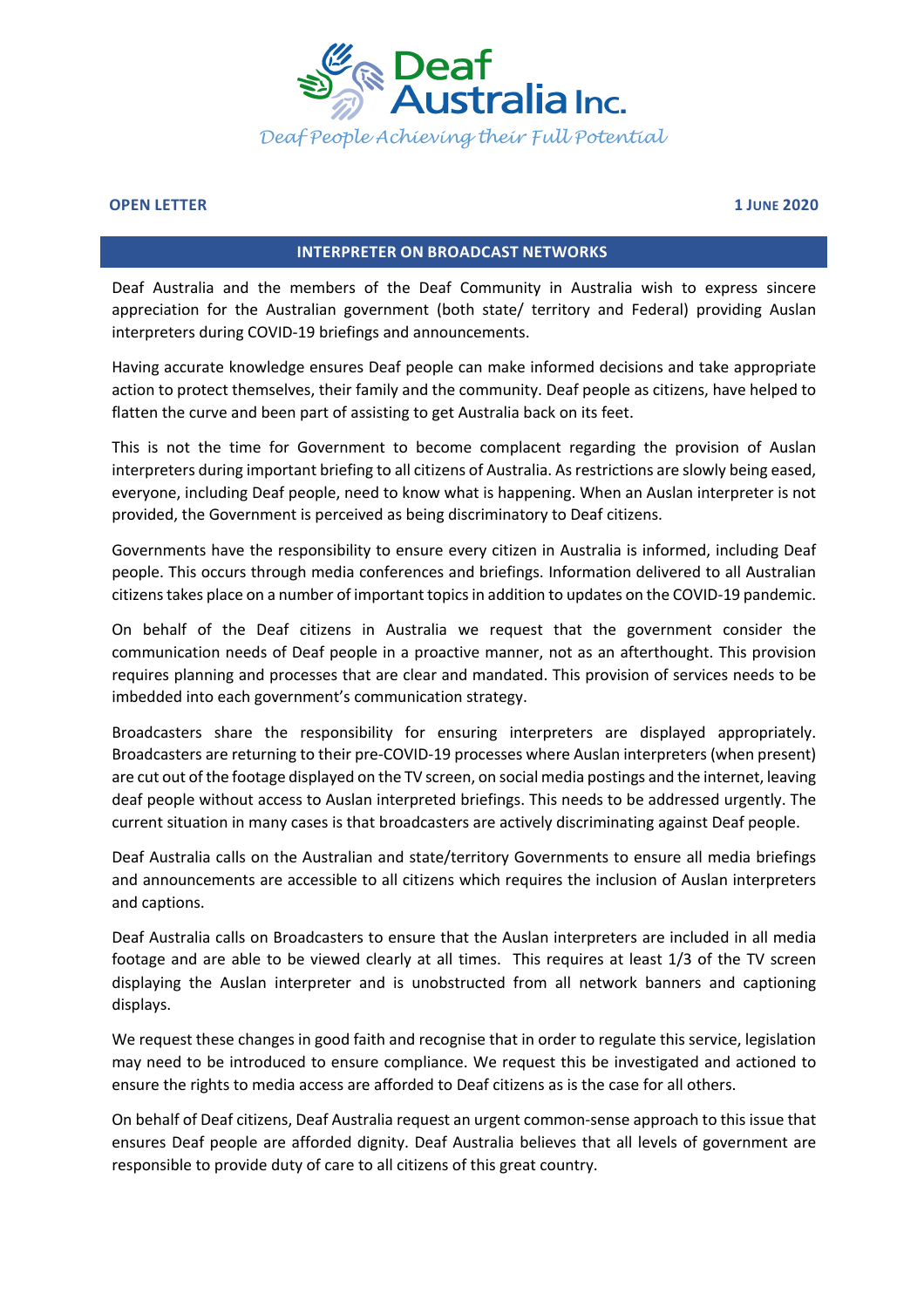# Deaf Australia Inc.

*Deaf People Achieving their Full Potential*

**OPEN LETTER** **1 JUNE 2020**

## INTERPRETER ON BROADCAST NETWORKS

Deaf Australia and the members of the Deaf Community in Australia wish to express sincere appreciation for the Australian government (both state/ territory and Federal) providing Auslan interpreters during COVID-19 briefings and announcements.

Having accurate knowledge ensures Deaf people can make informed decisions and take appropriate action to protect themselves, their family and the community. Deaf people as citizens, have helped to flatten the curve and been part of assisting to get Australia back on its feet.

This is not the time for Government to become complacent regarding the provision of Auslan interpreters during important briefing to all citizens of Australia. As restrictions are slowly being eased, everyone, including Deaf people, need to know what is happening. When an Auslan interpreter is not provided, the Government is perceived as being discriminatory to Deaf citizens.

Governments have the responsibility to ensure every citizen in Australia is informed, including Deaf people. This occurs through media conferences and briefings. Information delivered to all Australian citizens takes place on a number of important topics in addition to updates on the COVID-19 pandemic.

On behalf of the Deaf citizens in Australia we request that the government consider the communication needs of Deaf people in a proactive manner, not as an afterthought. This provision requires planning and processes that are clear and mandated. This provision of services needs to be imbedded into each government's communication strategy.

Broadcasters share the responsibility for ensuring interpreters are displayed appropriately. Broadcasters are returning to their pre-COVID-19 processes where Auslan interpreters (when present) are cut out of the footage displayed on the TV screen, on social media postings and the internet, leaving deaf people without access to Auslan interpreted briefings. This needs to be addressed urgently. The current situation in many cases is that broadcasters are actively discriminating against Deaf people.

Deaf Australia calls on the Australian and state/territory Governments to ensure all media briefings and announcements are accessible to all citizens which requires the inclusion of Auslan interpreters and captions.

Deaf Australia calls on Broadcasters to ensure that the Auslan interpreters are included in all media footage and are able to be viewed clearly at all times. This requires at least 1/3 of the TV screen displaying the Auslan interpreter and is unobstructed from all network banners and captioning displays.

We request these changes in good faith and recognise that in order to regulate this service, legislation may need to be introduced to ensure compliance. We request this be investigated and actioned to ensure the rights to media access are afforded to Deaf citizens as is the case for all others.

On behalf of Deaf citizens, Deaf Australia request an urgent common-sense approach to this issue that ensures Deaf people are afforded dignity. Deaf Australia believes that all levels of government are responsible to provide duty of care to all citizens of this great country.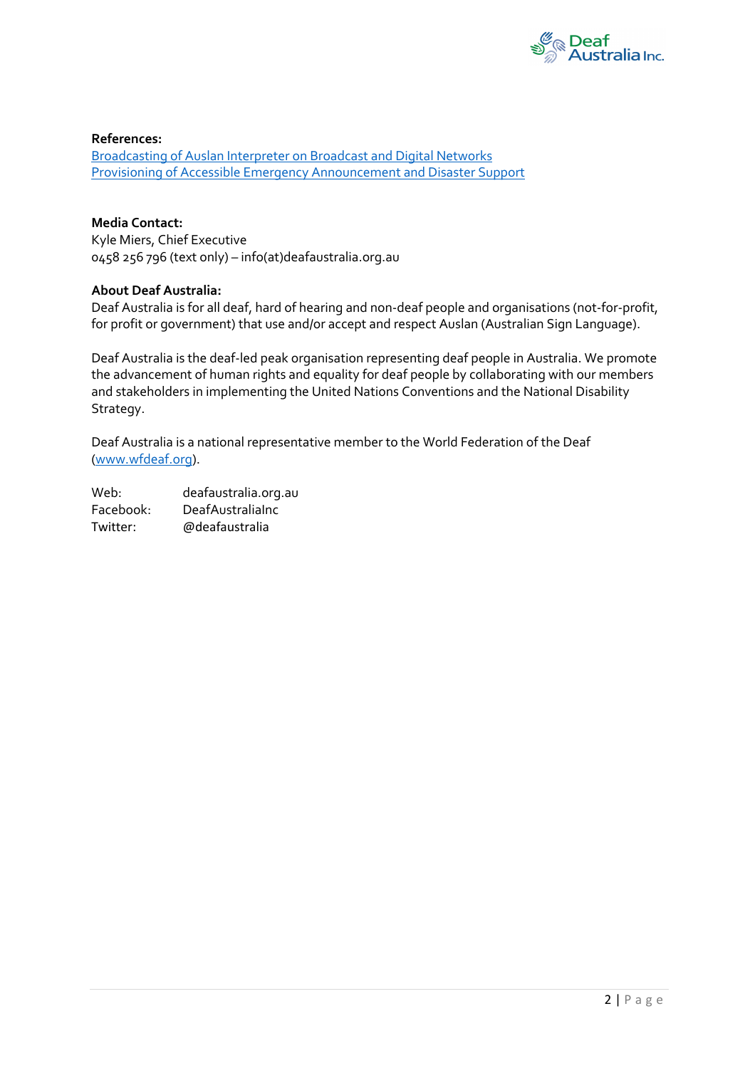**References:**
[Broadcasting of Auslan Interpreter on Broadcast and Digital Networks]
[Provisioning of Accessible Emergency Announcement and Disaster Support]

**Media Contact:**
Kyle Miers, Chief Executive
0458 256 796 (text only) – info(at)deafaustralia.org.au

**About Deaf Australia:**
Deaf Australia is for all deaf, hard of hearing and non-deaf people and organisations (not-for-profit, for profit or government) that use and/or accept and respect Auslan (Australian Sign Language).

Deaf Australia is the deaf-led peak organisation representing deaf people in Australia. We promote the advancement of human rights and equality for deaf people by collaborating with our members and stakeholders in implementing the United Nations Conventions and the National Disability Strategy.

Deaf Australia is a national representative member to the World Federation of the Deaf (www.wfdeaf.org).

| | |
|---|---|
| Web: | deafaustralia.org.au |
| Facebook: | DeafAustraliaInc |
| Twitter: | @deafaustralia |